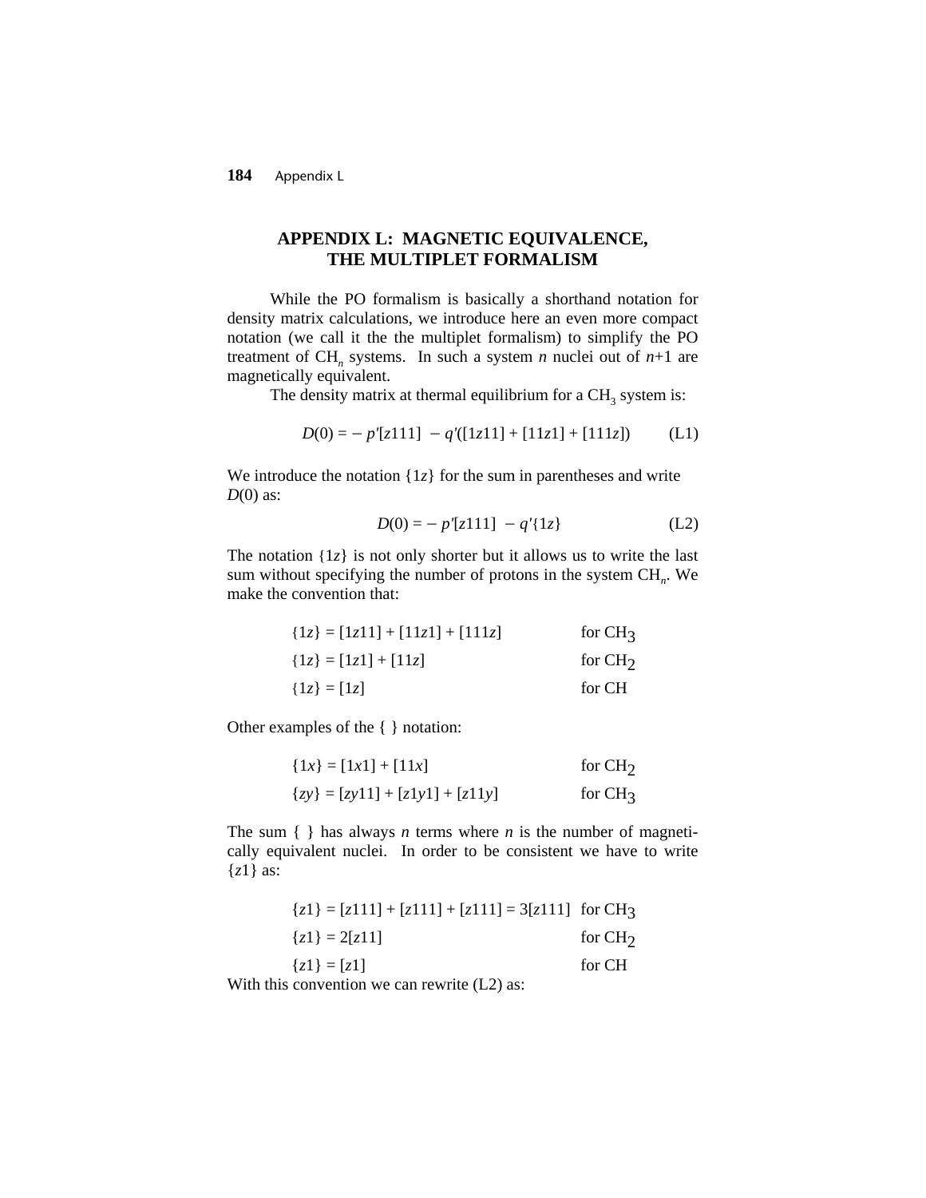## APPENDIX L: MAGNETIC EQUIVALENCE, THE MULTIPLET FORMALISM

While the PO formalism is basically a shorthand notation for density matrix calculations, we introduce here an even more compact notation (we call it the the multiplet formalism) to simplify the PO treatment of $CH_n$ systems. In such a system *n* nuclei out of *n*+1 are magnetically equivalent.

The density matrix at thermal equilibrium for a $CH_3$ system is:

$$D(0) = -\,p'[z111]\ -q'([1z11] + [11z1] + [111z]) \qquad \text{(L1)}$$

We introduce the notation $\{1z\}$ for the sum in parentheses and write $D(0)$ as:

$$D(0) = -\,p'[z111]\ -q'\{1z\} \qquad \text{(L2)}$$

The notation $\{1z\}$ is not only shorter but it allows us to write the last sum without specifying the number of protons in the system $CH_n$. We make the convention that:

$$\{1z\} = [1z11] + [11z1] + [111z] \qquad \text{for } CH_3$$

$$\{1z\} = [1z1] + [11z] \qquad \text{for } CH_2$$

$$\{1z\} = [1z] \qquad \text{for CH}$$

Other examples of the { } notation:

$$\{1x\} = [1x1] + [11x] \qquad \text{for } CH_2$$

$$\{zy\} = [zy11] + [z1y1] + [z11y] \qquad \text{for } CH_3$$

The sum { } has always *n* terms where *n* is the number of magnetically equivalent nuclei. In order to be consistent we have to write $\{z1\}$ as:

$$\{z1\} = [z111] + [z111] + [z111] = 3[z111] \quad \text{for } CH_3$$

$$\{z1\} = 2[z11] \qquad \text{for } CH_2$$

$$\{z1\} = [z1] \qquad \text{for CH}$$

With this convention we can rewrite (L2) as: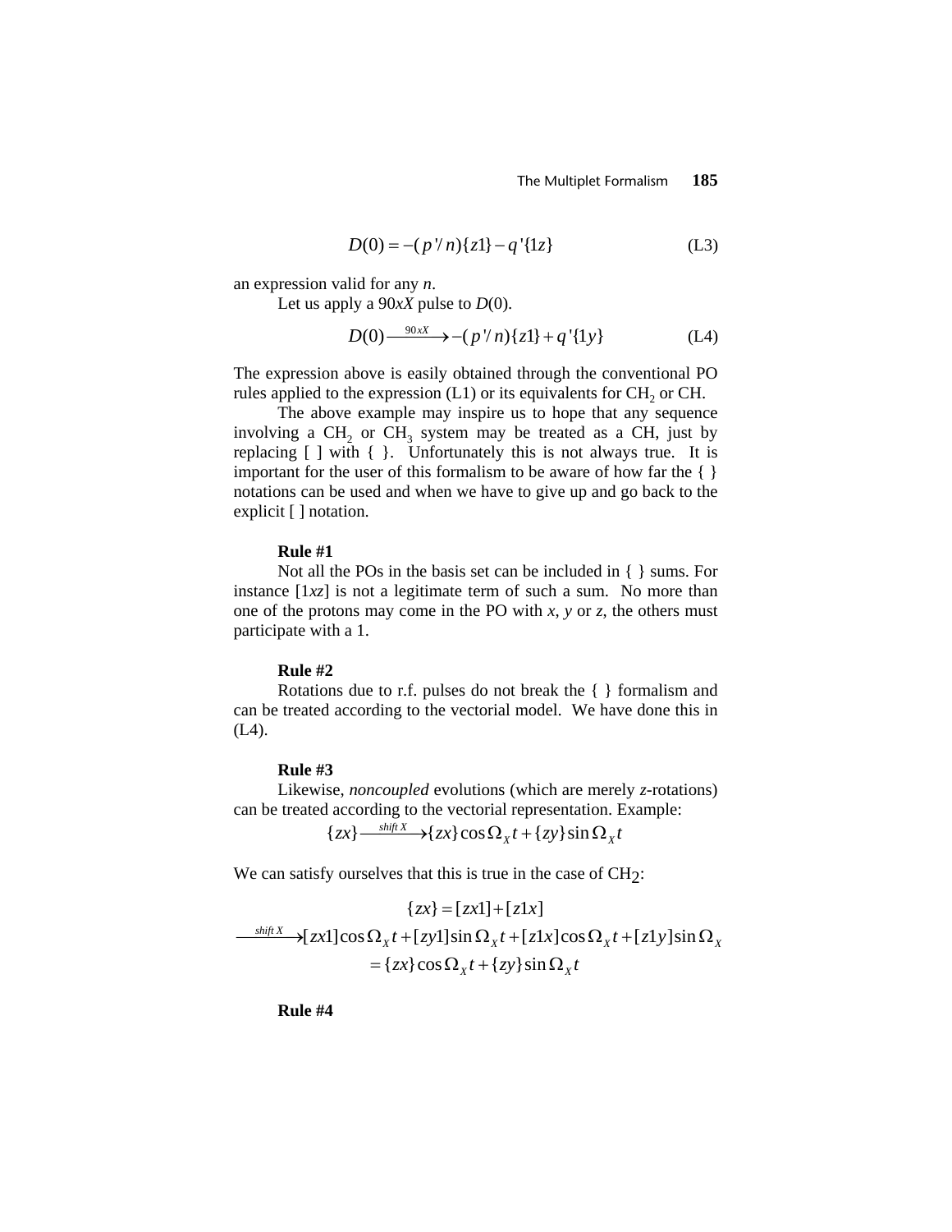$$D(0) = -(p'/n)\{z1\} - q'\{1z\} \tag{L3}$$

an expression valid for any $n$.

Let us apply a $90xX$ pulse to $D(0)$.

$$D(0) \xrightarrow{90xX} -(p'/n)\{z1\} + q'\{1y\} \tag{L4}$$

The expression above is easily obtained through the conventional PO rules applied to the expression (L1) or its equivalents for $CH_2$ or CH.

The above example may inspire us to hope that any sequence involving a $CH_2$ or $CH_3$ system may be treated as a CH, just by replacing [ ] with { }. Unfortunately this is not always true. It is important for the user of this formalism to be aware of how far the { } notations can be used and when we have to give up and go back to the explicit [ ] notation.

**Rule #1**

Not all the POs in the basis set can be included in { } sums. For instance $[1xz]$ is not a legitimate term of such a sum. No more than one of the protons may come in the PO with $x$, $y$ or $z$, the others must participate with a 1.

**Rule #2**

Rotations due to r.f. pulses do not break the { } formalism and can be treated according to the vectorial model. We have done this in (L4).

**Rule #3**

Likewise, *noncoupled* evolutions (which are merely $z$-rotations) can be treated according to the vectorial representation. Example:

$$\{zx\} \xrightarrow{shift\ X} \{zx\}\cos\Omega_X t + \{zy\}\sin\Omega_X t$$

We can satisfy ourselves that this is true in the case of $CH_2$:

$$\{zx\} = [zx1] + [z1x]$$

$$\xrightarrow{shift\ X} [zx1]\cos\Omega_X t + [zy1]\sin\Omega_X t + [z1x]\cos\Omega_X t + [z1y]\sin\Omega_X$$

$$= \{zx\}\cos\Omega_X t + \{zy\}\sin\Omega_X t$$

**Rule #4**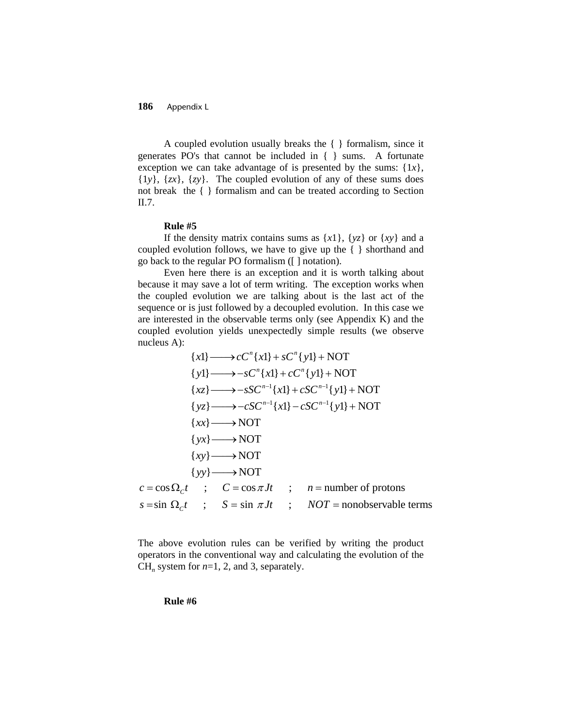A coupled evolution usually breaks the { } formalism, since it generates PO's that cannot be included in { } sums. A fortunate exception we can take advantage of is presented by the sums: $\{1x\}$, $\{1y\}$, $\{zx\}$, $\{zy\}$. The coupled evolution of any of these sums does not break the { } formalism and can be treated according to Section II.7.

**Rule #5**

If the density matrix contains sums as $\{x1\}$, $\{yz\}$ or $\{xy\}$ and a coupled evolution follows, we have to give up the { } shorthand and go back to the regular PO formalism ([ ] notation).

Even here there is an exception and it is worth talking about because it may save a lot of term writing. The exception works when the coupled evolution we are talking about is the last act of the sequence or is just followed by a decoupled evolution. In this case we are interested in the observable terms only (see Appendix K) and the coupled evolution yields unexpectedly simple results (we observe nucleus A):

$$\{x1\} \longrightarrow cC^n\{x1\} + sC^n\{y1\} + \text{NOT}$$

$$\{y1\} \longrightarrow -sC^n\{x1\} + cC^n\{y1\} + \text{NOT}$$

$$\{xz\} \longrightarrow -sSC^{n-1}\{x1\} + cSC^{n-1}\{y1\} + \text{NOT}$$

$$\{yz\} \longrightarrow -cSC^{n-1}\{x1\} - cSC^{n-1}\{y1\} + \text{NOT}$$

$$\{xx\} \longrightarrow \text{NOT}$$

$$\{yx\} \longrightarrow \text{NOT}$$

$$\{xy\} \longrightarrow \text{NOT}$$

$$\{yy\} \longrightarrow \text{NOT}$$

$$c = \cos \Omega_C t \quad ; \quad C = \cos \pi Jt \quad ; \quad n = \text{number of protons}$$

$$s = \sin \Omega_C t \quad ; \quad S = \sin \pi Jt \quad ; \quad NOT = \text{nonobservable terms}$$

The above evolution rules can be verified by writing the product operators in the conventional way and calculating the evolution of the $CH_n$ system for $n$=1, 2, and 3, separately.

**Rule #6**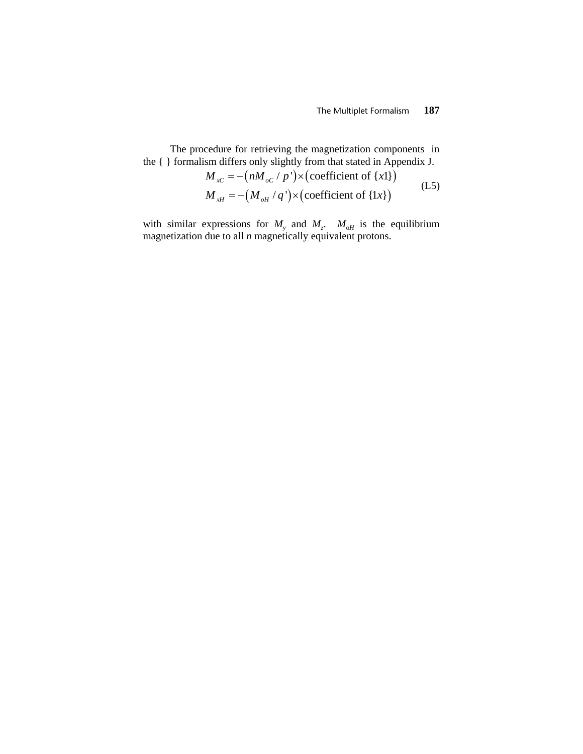The procedure for retrieving the magnetization components in the { } formalism differs only slightly from that stated in Appendix J.

$$
\begin{aligned}
M_{xC} &= -\left(nM_{oC} / p'\right) \times \left(\text{coefficient of } \{x1\}\right) \\
M_{xH} &= -\left(M_{oH} / q'\right) \times \left(\text{coefficient of } \{1x\}\right)
\end{aligned}
\tag{L5}
$$

with similar expressions for $M_y$ and $M_z$. $M_{oH}$ is the equilibrium magnetization due to all $n$ magnetically equivalent protons.